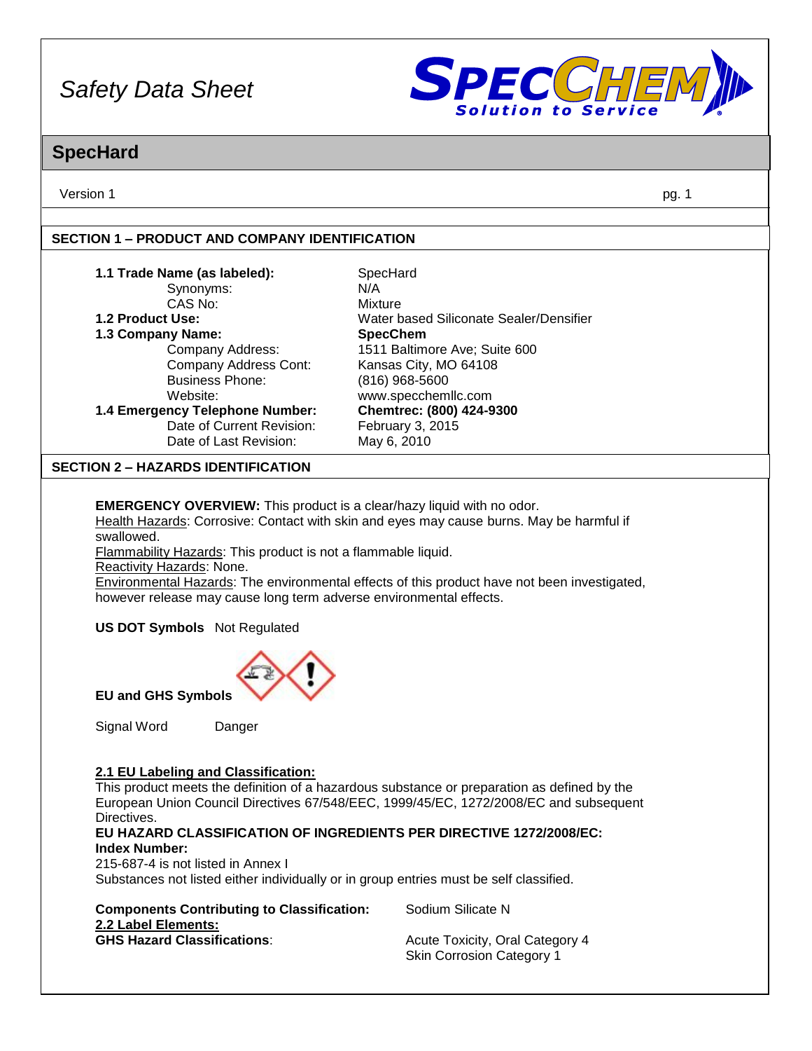# Safety Data Sheet

## SpecHard

Version 1

## SECTION 1 – PRODUCT AND COMPANY IDENTIFICATION

| | |
|---|---|
| **1.1 Trade Name (as labeled):** | SpecHard |
| Synonyms: | N/A |
| CAS No: | Mixture |
| **1.2 Product Use:** | Water based Siliconate Sealer/Densifier |
| **1.3 Company Name:** | **SpecChem** |
| Company Address: | 1511 Baltimore Ave; Suite 600 |
| Company Address Cont: | Kansas City, MO 64108 |
| Business Phone: | (816) 968-5600 |
| Website: | www.specchemllc.com |
| **1.4 Emergency Telephone Number:** | **Chemtrec: (800) 424-9300** |
| Date of Current Revision: | February 3, 2015 |
| Date of Last Revision: | May 6, 2010 |

## SECTION 2 – HAZARDS IDENTIFICATION

**EMERGENCY OVERVIEW:** This product is a clear/hazy liquid with no odor.
Health Hazards: Corrosive: Contact with skin and eyes may cause burns. May be harmful if swallowed.
Flammability Hazards: This product is not a flammable liquid.
Reactivity Hazards: None.
Environmental Hazards: The environmental effects of this product have not been investigated, however release may cause long term adverse environmental effects.

**US DOT Symbols** Not Regulated

**EU and GHS Symbols**

Signal Word Danger

**2.1 EU Labeling and Classification:**
This product meets the definition of a hazardous substance or preparation as defined by the European Union Council Directives 67/548/EEC, 1999/45/EC, 1272/2008/EC and subsequent Directives.
**EU HAZARD CLASSIFICATION OF INGREDIENTS PER DIRECTIVE 1272/2008/EC:**
**Index Number:**
215-687-4 is not listed in Annex I
Substances not listed either individually or in group entries must be self classified.

**Components Contributing to Classification:** Sodium Silicate N
**2.2 Label Elements:**
**GHS Hazard Classifications**: Acute Toxicity, Oral Category 4
Skin Corrosion Category 1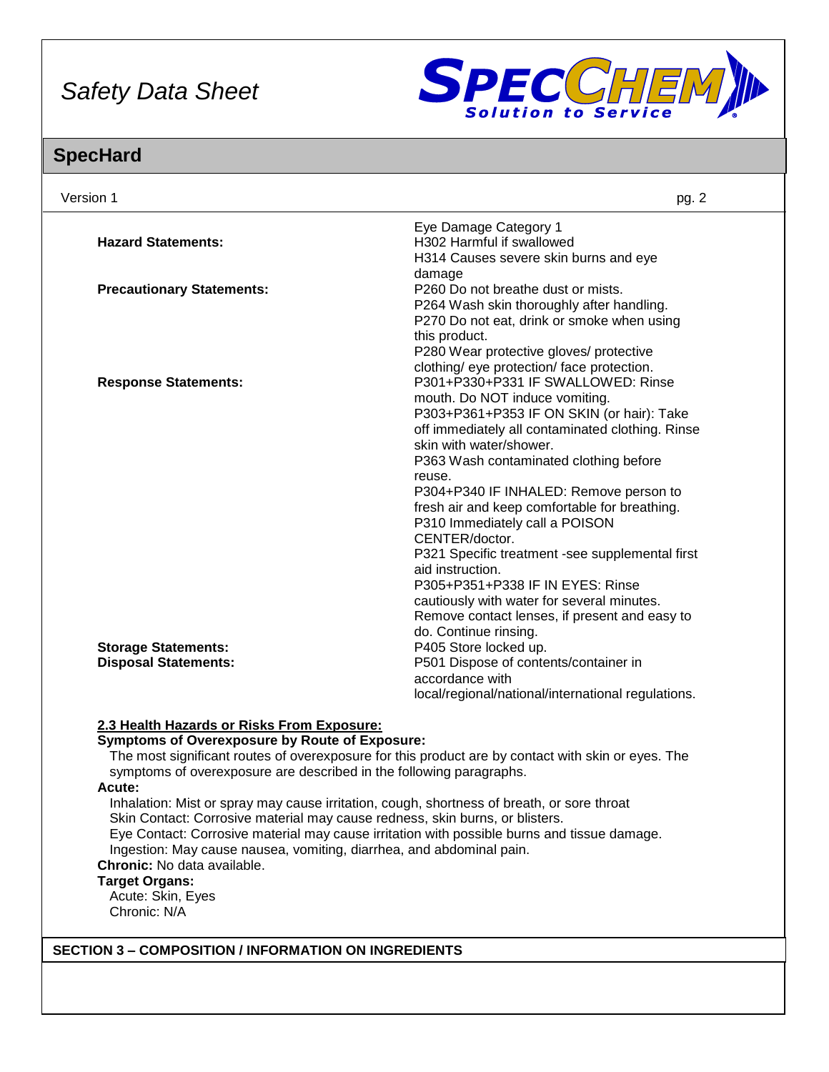| | |
|---|---|
| | Eye Damage Category 1 |
| **Hazard Statements:** | H302 Harmful if swallowed<br>H314 Causes severe skin burns and eye damage |
| **Precautionary Statements:** | P260 Do not breathe dust or mists.<br>P264 Wash skin thoroughly after handling.<br>P270 Do not eat, drink or smoke when using this product.<br>P280 Wear protective gloves/ protective clothing/ eye protection/ face protection. |
| **Response Statements:** | P301+P330+P331 IF SWALLOWED: Rinse mouth. Do NOT induce vomiting.<br>P303+P361+P353 IF ON SKIN (or hair): Take off immediately all contaminated clothing. Rinse skin with water/shower.<br>P363 Wash contaminated clothing before reuse.<br>P304+P340 IF INHALED: Remove person to fresh air and keep comfortable for breathing.<br>P310 Immediately call a POISON CENTER/doctor.<br>P321 Specific treatment -see supplemental first aid instruction.<br>P305+P351+P338 IF IN EYES: Rinse cautiously with water for several minutes. Remove contact lenses, if present and easy to do. Continue rinsing. |
| **Storage Statements:** | P405 Store locked up. |
| **Disposal Statements:** | P501 Dispose of contents/container in accordance with local/regional/national/international regulations. |

**2.3 Health Hazards or Risks From Exposure:**

**Symptoms of Overexposure by Route of Exposure:**

The most significant routes of overexposure for this product are by contact with skin or eyes. The symptoms of overexposure are described in the following paragraphs.

**Acute:**

Inhalation: Mist or spray may cause irritation, cough, shortness of breath, or sore throat
Skin Contact: Corrosive material may cause redness, skin burns, or blisters.
Eye Contact: Corrosive material may cause irritation with possible burns and tissue damage.
Ingestion: May cause nausea, vomiting, diarrhea, and abdominal pain.

**Chronic:** No data available.

**Target Organs:**

Acute: Skin, Eyes
Chronic: N/A

## SECTION 3 – COMPOSITION / INFORMATION ON INGREDIENTS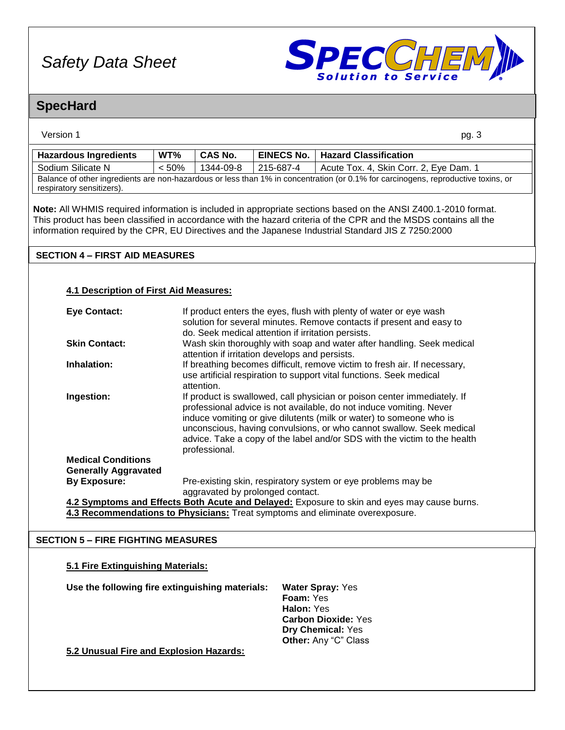| Hazardous Ingredients | WT% | CAS No. | EINECS No. | Hazard Classification |
|---|---|---|---|---|
| Sodium Silicate N | < 50% | 1344-09-8 | 215-687-4 | Acute Tox. 4, Skin Corr. 2, Eye Dam. 1 |
| Balance of other ingredients are non-hazardous or less than 1% in concentration (or 0.1% for carcinogens, reproductive toxins, or respiratory sensitizers). | | | | |

**Note:** All WHMIS required information is included in appropriate sections based on the ANSI Z400.1-2010 format. This product has been classified in accordance with the hazard criteria of the CPR and the MSDS contains all the information required by the CPR, EU Directives and the Japanese Industrial Standard JIS Z 7250:2000

## SECTION 4 – FIRST AID MEASURES

### 4.1 Description of First Aid Measures:

**Eye Contact:** If product enters the eyes, flush with plenty of water or eye wash solution for several minutes. Remove contacts if present and easy to do. Seek medical attention if irritation persists.

**Skin Contact:** Wash skin thoroughly with soap and water after handling. Seek medical attention if irritation develops and persists.

**Inhalation:** If breathing becomes difficult, remove victim to fresh air. If necessary, use artificial respiration to support vital functions. Seek medical attention.

**Ingestion:** If product is swallowed, call physician or poison center immediately. If professional advice is not available, do not induce vomiting. Never induce vomiting or give dilutents (milk or water) to someone who is unconscious, having convulsions, or who cannot swallow. Seek medical advice. Take a copy of the label and/or SDS with the victim to the health professional.

**Medical Conditions Generally Aggravated By Exposure:** Pre-existing skin, respiratory system or eye problems may be aggravated by prolonged contact.

**4.2 Symptoms and Effects Both Acute and Delayed:** Exposure to skin and eyes may cause burns.

**4.3 Recommendations to Physicians:** Treat symptoms and eliminate overexposure.

## SECTION 5 – FIRE FIGHTING MEASURES

### 5.1 Fire Extinguishing Materials:

**Use the following fire extinguishing materials:**

**Water Spray:** Yes
**Foam:** Yes
**Halon:** Yes
**Carbon Dioxide:** Yes
**Dry Chemical:** Yes
**Other:** Any "C" Class

### 5.2 Unusual Fire and Explosion Hazards: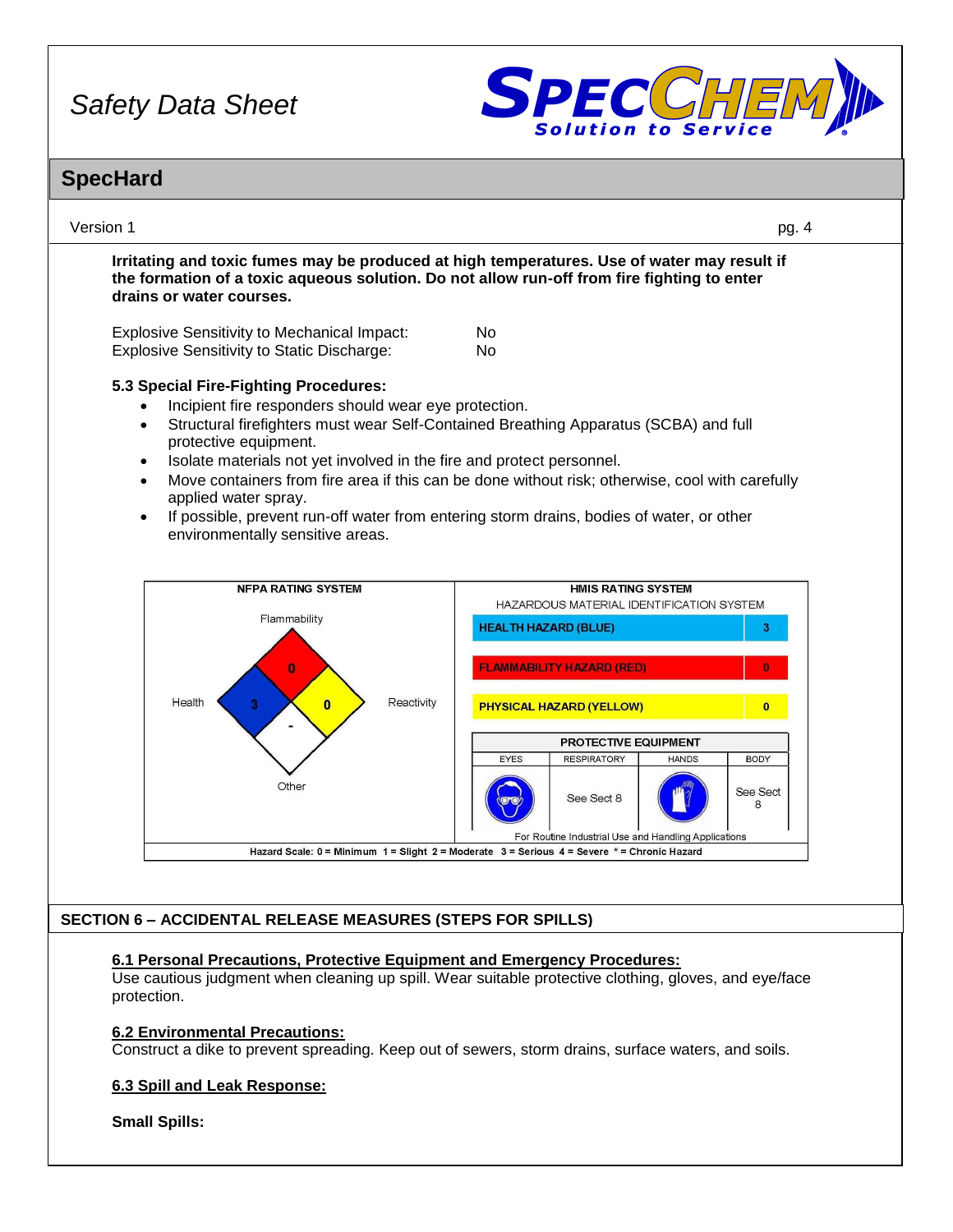**Irritating and toxic fumes may be produced at high temperatures. Use of water may result if the formation of a toxic aqueous solution. Do not allow run-off from fire fighting to enter drains or water courses.**

Explosive Sensitivity to Mechanical Impact: No
Explosive Sensitivity to Static Discharge: No

**5.3 Special Fire-Fighting Procedures:**

- Incipient fire responders should wear eye protection.
- Structural firefighters must wear Self-Contained Breathing Apparatus (SCBA) and full protective equipment.
- Isolate materials not yet involved in the fire and protect personnel.
- Move containers from fire area if this can be done without risk; otherwise, cool with carefully applied water spray.
- If possible, prevent run-off water from entering storm drains, bodies of water, or other environmentally sensitive areas.

**NFPA RATING SYSTEM**

| Category | Rating |
|---|---|
| Health | 3 |
| Flammability | 0 |
| Reactivity | 0 |
| Other | - |

**HMIS RATING SYSTEM**
HAZARDOUS MATERIAL IDENTIFICATION SYSTEM

| Hazard | Rating |
|---|---|
| HEALTH HAZARD (BLUE) | 3 |
| FLAMMABILITY HAZARD (RED) | 0 |
| PHYSICAL HAZARD (YELLOW) | 0 |

**PROTECTIVE EQUIPMENT**

| EYES | RESPIRATORY | HANDS | BODY |
|---|---|---|---|
| | See Sect 8 | | See Sect 8 |

For Routine Industrial Use and Handling Applications

Hazard Scale: 0 = Minimum 1 = Slight 2 = Moderate 3 = Serious 4 = Severe * = Chronic Hazard

## SECTION 6 – ACCIDENTAL RELEASE MEASURES (STEPS FOR SPILLS)

**6.1 Personal Precautions, Protective Equipment and Emergency Procedures:**
Use cautious judgment when cleaning up spill. Wear suitable protective clothing, gloves, and eye/face protection.

**6.2 Environmental Precautions:**
Construct a dike to prevent spreading. Keep out of sewers, storm drains, surface waters, and soils.

**6.3 Spill and Leak Response:**

**Small Spills:**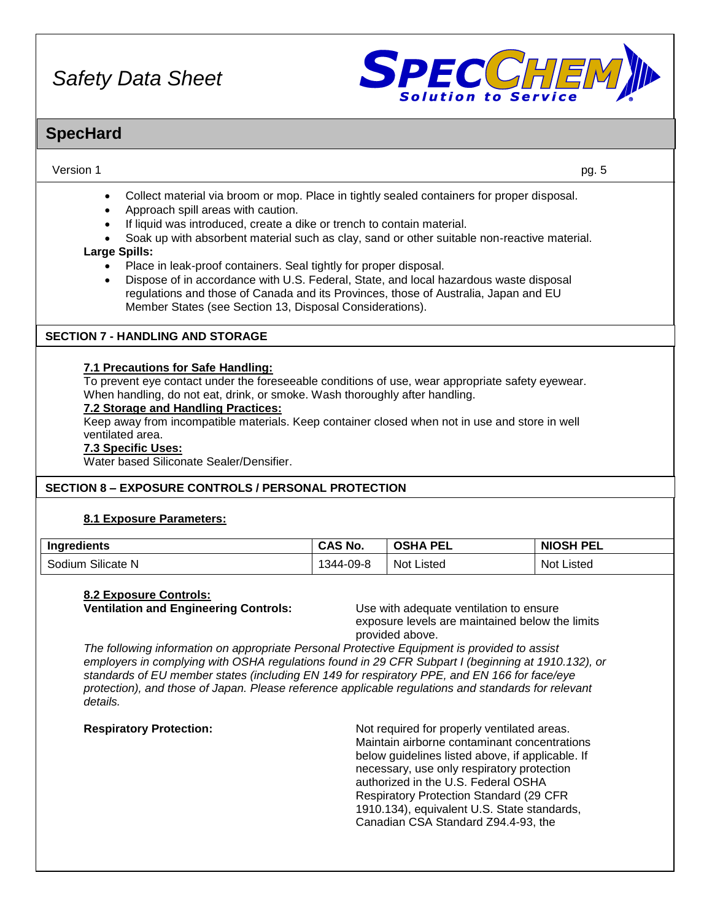- Collect material via broom or mop. Place in tightly sealed containers for proper disposal.
- Approach spill areas with caution.
- If liquid was introduced, create a dike or trench to contain material.
- Soak up with absorbent material such as clay, sand or other suitable non-reactive material.

**Large Spills:**

- Place in leak-proof containers. Seal tightly for proper disposal.
- Dispose of in accordance with U.S. Federal, State, and local hazardous waste disposal regulations and those of Canada and its Provinces, those of Australia, Japan and EU Member States (see Section 13, Disposal Considerations).

## SECTION 7 - HANDLING AND STORAGE

**7.1 Precautions for Safe Handling:**

To prevent eye contact under the foreseeable conditions of use, wear appropriate safety eyewear. When handling, do not eat, drink, or smoke. Wash thoroughly after handling.

**7.2 Storage and Handling Practices:**

Keep away from incompatible materials. Keep container closed when not in use and store in well ventilated area.

**7.3 Specific Uses:**

Water based Siliconate Sealer/Densifier.

## SECTION 8 – EXPOSURE CONTROLS / PERSONAL PROTECTION

**8.1 Exposure Parameters:**

| Ingredients | CAS No. | OSHA PEL | NIOSH PEL |
|---|---|---|---|
| Sodium Silicate N | 1344-09-8 | Not Listed | Not Listed |

**8.2 Exposure Controls:**

**Ventilation and Engineering Controls:** Use with adequate ventilation to ensure exposure levels are maintained below the limits provided above.

*The following information on appropriate Personal Protective Equipment is provided to assist employers in complying with OSHA regulations found in 29 CFR Subpart I (beginning at 1910.132), or standards of EU member states (including EN 149 for respiratory PPE, and EN 166 for face/eye protection), and those of Japan. Please reference applicable regulations and standards for relevant details.*

**Respiratory Protection:** Not required for properly ventilated areas. Maintain airborne contaminant concentrations below guidelines listed above, if applicable. If necessary, use only respiratory protection authorized in the U.S. Federal OSHA Respiratory Protection Standard (29 CFR 1910.134), equivalent U.S. State standards, Canadian CSA Standard Z94.4-93, the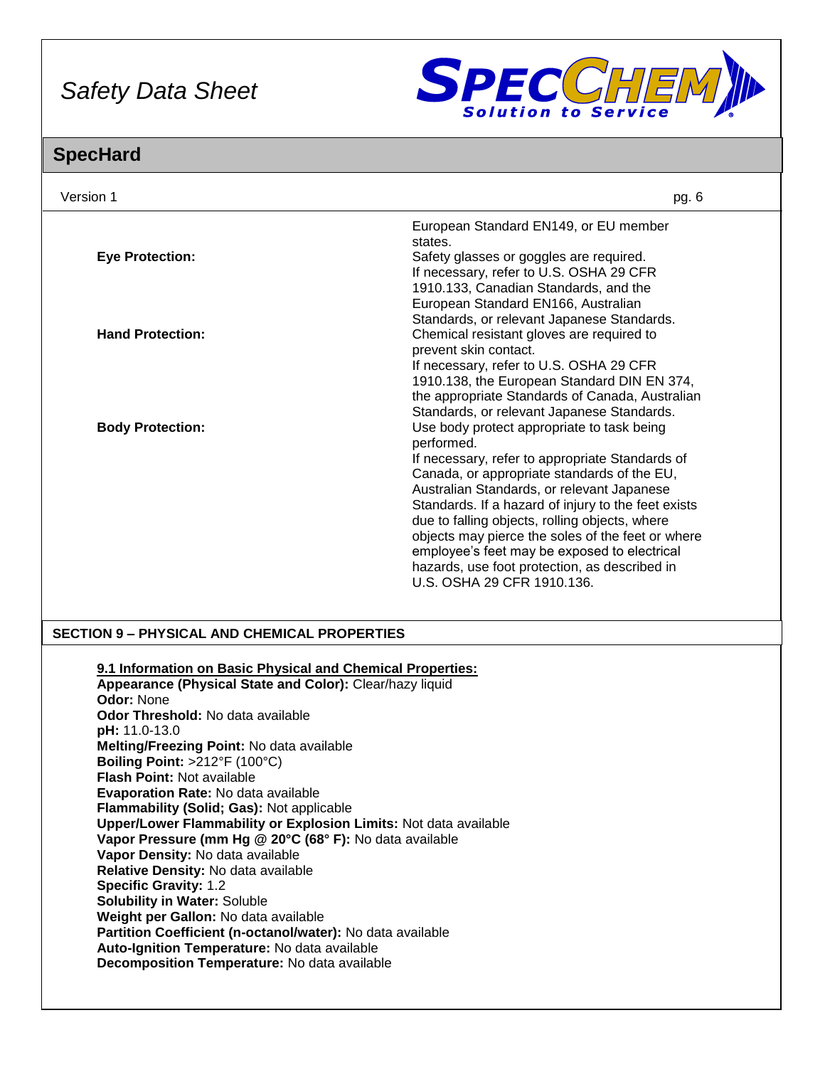| | |
|---|---|
| | European Standard EN149, or EU member states. |
| **Eye Protection:** | Safety glasses or goggles are required. If necessary, refer to U.S. OSHA 29 CFR 1910.133, Canadian Standards, and the European Standard EN166, Australian Standards, or relevant Japanese Standards. |
| **Hand Protection:** | Chemical resistant gloves are required to prevent skin contact. If necessary, refer to U.S. OSHA 29 CFR 1910.138, the European Standard DIN EN 374, the appropriate Standards of Canada, Australian Standards, or relevant Japanese Standards. |
| **Body Protection:** | Use body protect appropriate to task being performed. If necessary, refer to appropriate Standards of Canada, or appropriate standards of the EU, Australian Standards, or relevant Japanese Standards. If a hazard of injury to the feet exists due to falling objects, rolling objects, where objects may pierce the soles of the feet or where employee's feet may be exposed to electrical hazards, use foot protection, as described in U.S. OSHA 29 CFR 1910.136. |

## SECTION 9 – PHYSICAL AND CHEMICAL PROPERTIES

### 9.1 Information on Basic Physical and Chemical Properties:

**Appearance (Physical State and Color):** Clear/hazy liquid
**Odor:** None
**Odor Threshold:** No data available
**pH:** 11.0-13.0
**Melting/Freezing Point:** No data available
**Boiling Point:** >212°F (100°C)
**Flash Point:** Not available
**Evaporation Rate:** No data available
**Flammability (Solid; Gas):** Not applicable
**Upper/Lower Flammability or Explosion Limits:** Not data available
**Vapor Pressure (mm Hg @ 20°C (68° F):** No data available
**Vapor Density:** No data available
**Relative Density:** No data available
**Specific Gravity:** 1.2
**Solubility in Water:** Soluble
**Weight per Gallon:** No data available
**Partition Coefficient (n-octanol/water):** No data available
**Auto-Ignition Temperature:** No data available
**Decomposition Temperature:** No data available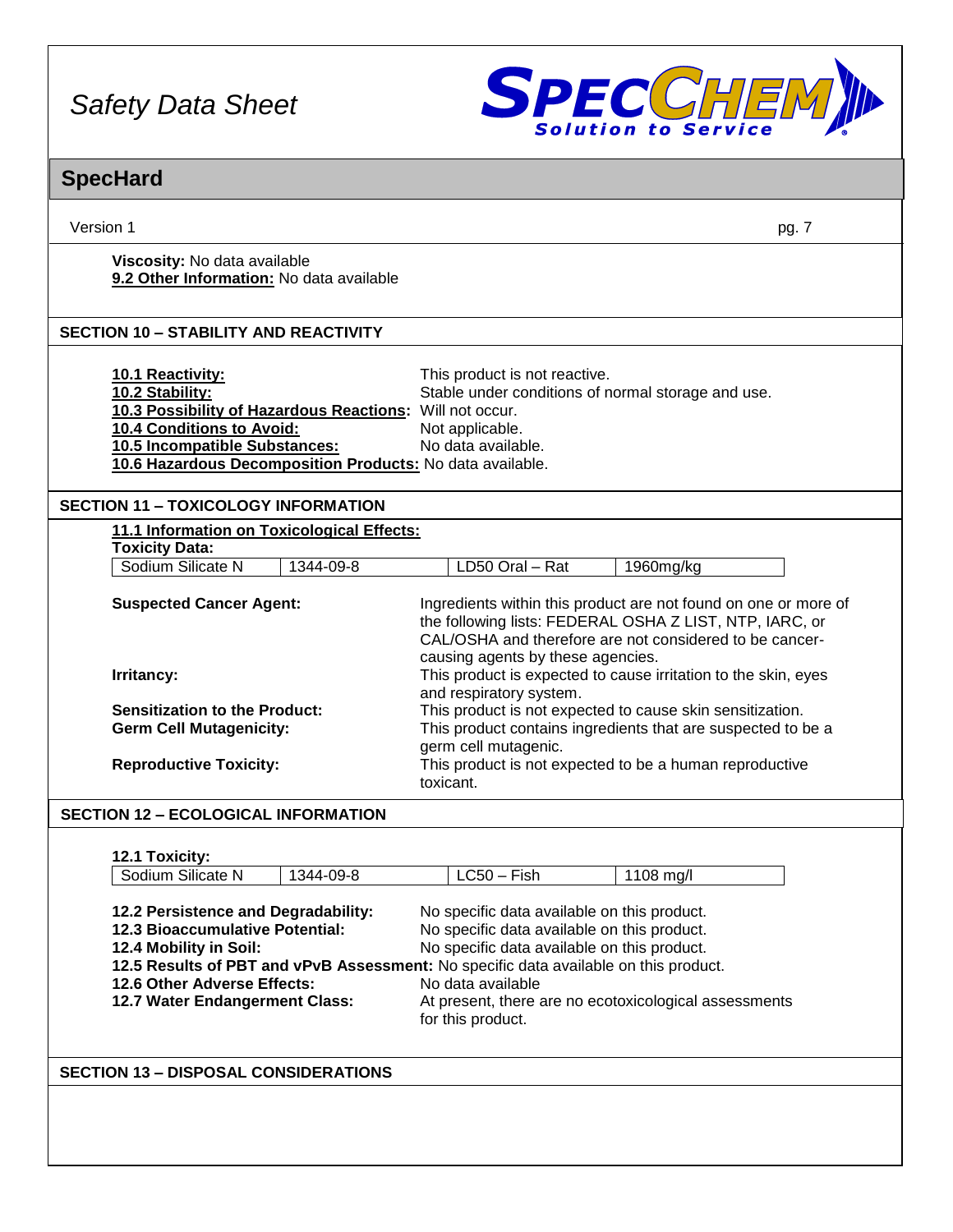**Viscosity:** No data available
**9.2 Other Information:** No data available

## SECTION 10 – STABILITY AND REACTIVITY

**10.1 Reactivity:** This product is not reactive.
**10.2 Stability:** Stable under conditions of normal storage and use.
**10.3 Possibility of Hazardous Reactions:** Will not occur.
**10.4 Conditions to Avoid:** Not applicable.
**10.5 Incompatible Substances:** No data available.
**10.6 Hazardous Decomposition Products:** No data available.

## SECTION 11 – TOXICOLOGY INFORMATION

**11.1 Information on Toxicological Effects:**
**Toxicity Data:**

| Sodium Silicate N | 1344-09-8 | LD50 Oral – Rat | 1960mg/kg |
|---|---|---|---|

**Suspected Cancer Agent:** Ingredients within this product are not found on one or more of the following lists: FEDERAL OSHA Z LIST, NTP, IARC, or CAL/OSHA and therefore are not considered to be cancer-causing agents by these agencies.

**Irritancy:** This product is expected to cause irritation to the skin, eyes and respiratory system.

**Sensitization to the Product:** This product is not expected to cause skin sensitization.

**Germ Cell Mutagenicity:** This product contains ingredients that are suspected to be a germ cell mutagenic.

**Reproductive Toxicity:** This product is not expected to be a human reproductive toxicant.

## SECTION 12 – ECOLOGICAL INFORMATION

**12.1 Toxicity:**

| Sodium Silicate N | 1344-09-8 | LC50 – Fish | 1108 mg/l |
|---|---|---|---|

**12.2 Persistence and Degradability:** No specific data available on this product.
**12.3 Bioaccumulative Potential:** No specific data available on this product.
**12.4 Mobility in Soil:** No specific data available on this product.
**12.5 Results of PBT and vPvB Assessment:** No specific data available on this product.
**12.6 Other Adverse Effects:** No data available
**12.7 Water Endangerment Class:** At present, there are no ecotoxicological assessments for this product.

## SECTION 13 – DISPOSAL CONSIDERATIONS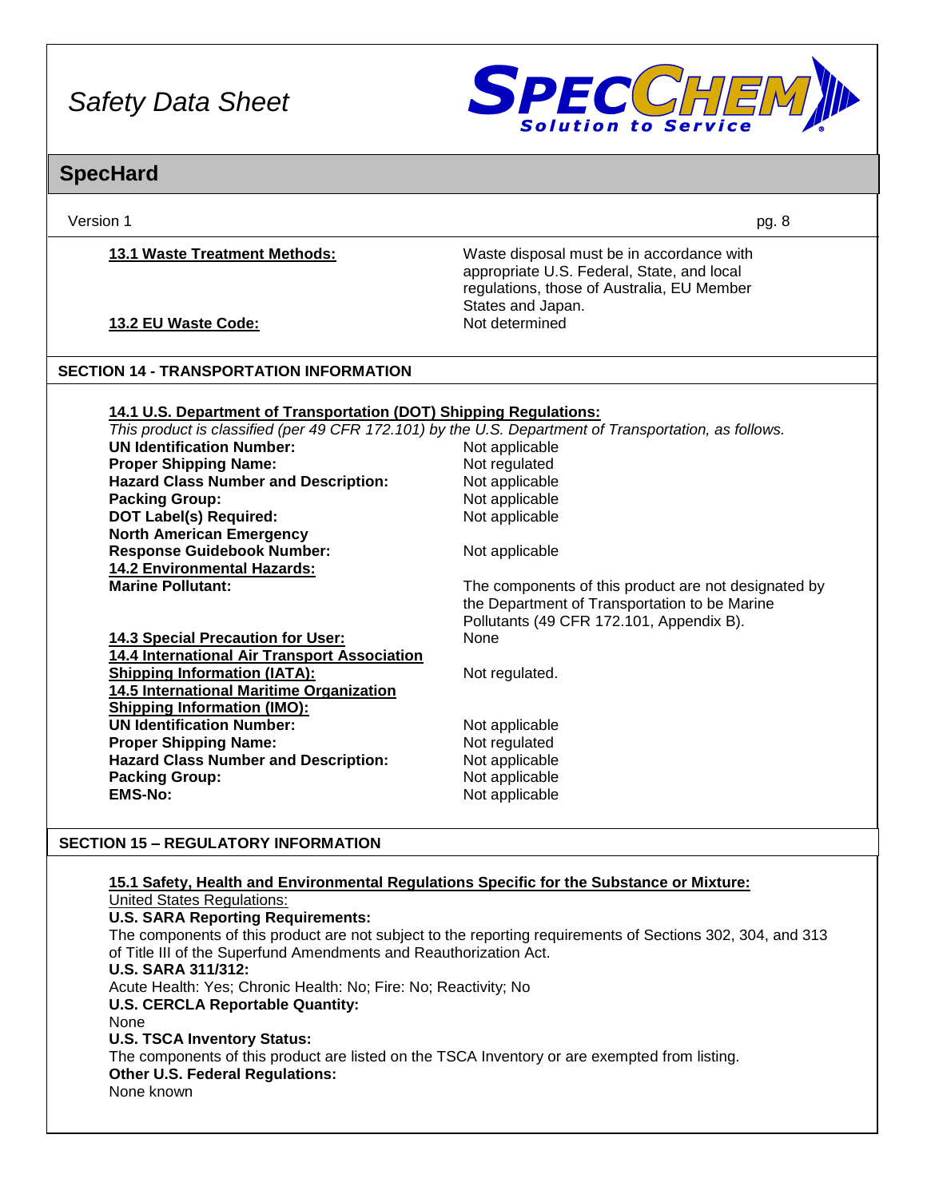**13.1 Waste Treatment Methods:** Waste disposal must be in accordance with appropriate U.S. Federal, State, and local regulations, those of Australia, EU Member States and Japan.

**13.2 EU Waste Code:** Not determined

## SECTION 14 - TRANSPORTATION INFORMATION

**14.1 U.S. Department of Transportation (DOT) Shipping Regulations:**

*This product is classified (per 49 CFR 172.101) by the U.S. Department of Transportation, as follows.*

| | |
|---|---|
| **UN Identification Number:** | Not applicable |
| **Proper Shipping Name:** | Not regulated |
| **Hazard Class Number and Description:** | Not applicable |
| **Packing Group:** | Not applicable |
| **DOT Label(s) Required:** | Not applicable |
| **North American Emergency Response Guidebook Number:** | Not applicable |

**14.2 Environmental Hazards:**

| | |
|---|---|
| **Marine Pollutant:** | The components of this product are not designated by the Department of Transportation to be Marine Pollutants (49 CFR 172.101, Appendix B). |

| | |
|---|---|
| **14.3 Special Precaution for User:** | None |
| **14.4 International Air Transport Association Shipping Information (IATA):** | Not regulated. |

**14.5 International Maritime Organization Shipping Information (IMO):**

| | |
|---|---|
| **UN Identification Number:** | Not applicable |
| **Proper Shipping Name:** | Not regulated |
| **Hazard Class Number and Description:** | Not applicable |
| **Packing Group:** | Not applicable |
| **EMS-No:** | Not applicable |

## SECTION 15 – REGULATORY INFORMATION

**15.1 Safety, Health and Environmental Regulations Specific for the Substance or Mixture:**

United States Regulations:

**U.S. SARA Reporting Requirements:**

The components of this product are not subject to the reporting requirements of Sections 302, 304, and 313 of Title III of the Superfund Amendments and Reauthorization Act.

**U.S. SARA 311/312:**

Acute Health: Yes; Chronic Health: No; Fire: No; Reactivity; No

**U.S. CERCLA Reportable Quantity:**

None

**U.S. TSCA Inventory Status:**

The components of this product are listed on the TSCA Inventory or are exempted from listing.

**Other U.S. Federal Regulations:**

None known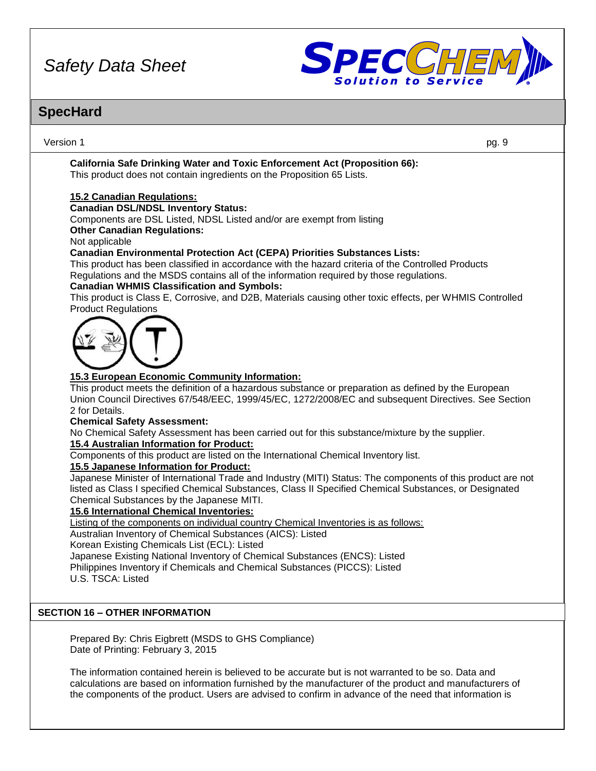**California Safe Drinking Water and Toxic Enforcement Act (Proposition 66):**
This product does not contain ingredients on the Proposition 65 Lists.

**15.2 Canadian Regulations:**

**Canadian DSL/NDSL Inventory Status:**
Components are DSL Listed, NDSL Listed and/or are exempt from listing

**Other Canadian Regulations:**
Not applicable

**Canadian Environmental Protection Act (CEPA) Priorities Substances Lists:**
This product has been classified in accordance with the hazard criteria of the Controlled Products Regulations and the MSDS contains all of the information required by those regulations.

**Canadian WHMIS Classification and Symbols:**
This product is Class E, Corrosive, and D2B, Materials causing other toxic effects, per WHMIS Controlled Product Regulations

**15.3 European Economic Community Information:**
This product meets the definition of a hazardous substance or preparation as defined by the European Union Council Directives 67/548/EEC, 1999/45/EC, 1272/2008/EC and subsequent Directives. See Section 2 for Details.

**Chemical Safety Assessment:**
No Chemical Safety Assessment has been carried out for this substance/mixture by the supplier.

**15.4 Australian Information for Product:**
Components of this product are listed on the International Chemical Inventory list.

**15.5 Japanese Information for Product:**
Japanese Minister of International Trade and Industry (MITI) Status: The components of this product are not listed as Class I specified Chemical Substances, Class II Specified Chemical Substances, or Designated Chemical Substances by the Japanese MITI.

**15.6 International Chemical Inventories:**
Listing of the components on individual country Chemical Inventories is as follows:
Australian Inventory of Chemical Substances (AICS): Listed
Korean Existing Chemicals List (ECL): Listed
Japanese Existing National Inventory of Chemical Substances (ENCS): Listed
Philippines Inventory if Chemicals and Chemical Substances (PICCS): Listed
U.S. TSCA: Listed

## SECTION 16 – OTHER INFORMATION

Prepared By: Chris Eigbrett (MSDS to GHS Compliance)
Date of Printing: February 3, 2015

The information contained herein is believed to be accurate but is not warranted to be so. Data and calculations are based on information furnished by the manufacturer of the product and manufacturers of the components of the product. Users are advised to confirm in advance of the need that information is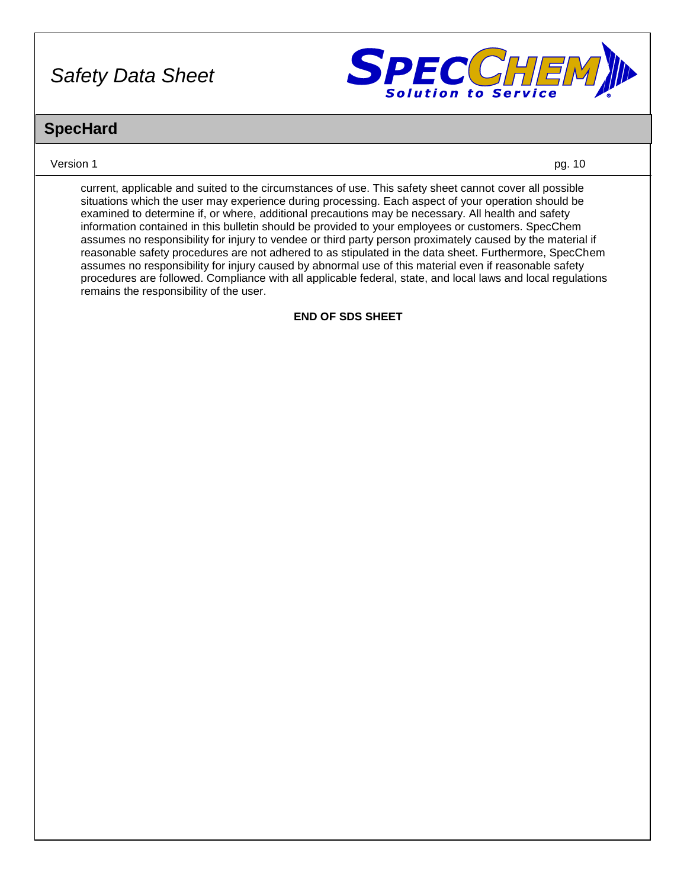current, applicable and suited to the circumstances of use. This safety sheet cannot cover all possible situations which the user may experience during processing. Each aspect of your operation should be examined to determine if, or where, additional precautions may be necessary. All health and safety information contained in this bulletin should be provided to your employees or customers. SpecChem assumes no responsibility for injury to vendee or third party person proximately caused by the material if reasonable safety procedures are not adhered to as stipulated in the data sheet. Furthermore, SpecChem assumes no responsibility for injury caused by abnormal use of this material even if reasonable safety procedures are followed. Compliance with all applicable federal, state, and local laws and local regulations remains the responsibility of the user.

**END OF SDS SHEET**